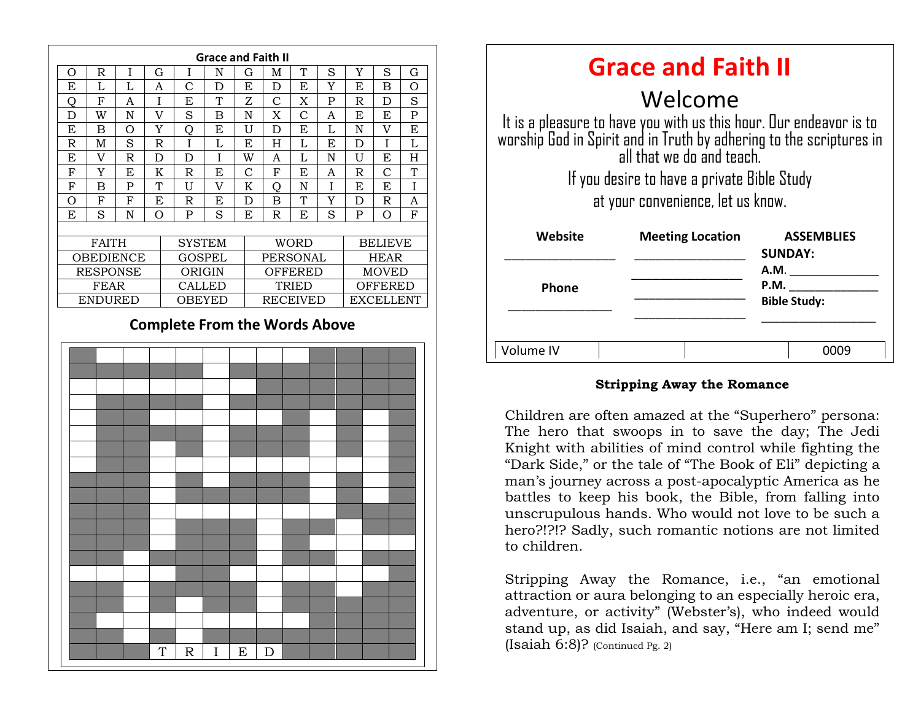## Grace and Faith II

| O | R | I | G | I | N | G | M | T | S | Y | S | G |
|---|---|---|---|---|---|---|---|---|---|---|---|---|
| E | L | L | A | C | D | E | D | E | Y | E | B | O |
| Q | F | A | I | E | T | Z | C | X | P | R | D | S |
| D | W | N | V | S | B | N | X | C | A | E | E | P |
| E | B | O | Y | Q | E | U | D | E | L | N | V | E |
| R | M | S | R | I | L | E | H | L | E | D | I | L |
| E | V | R | D | D | I | W | A | L | N | U | E | H |
| F | Y | E | K | R | E | C | F | E | A | R | C | T |
| F | B | P | T | U | V | K | Q | N | I | E | E | I |
| O | F | F | E | R | E | D | B | T | Y | D | R | A |
| E | S | N | O | P | S | E | R | E | S | P | O | F |

| FAITH | SYSTEM | WORD | BELIEVE |
|---|---|---|---|
| OBEDIENCE | GOSPEL | PERSONAL | HEAR |
| RESPONSE | ORIGIN | OFFERED | MOVED |
| FEAR | CALLED | TRIED | OFFERED |
| ENDURED | OBEYED | RECEIVED | EXCELLENT |

### Complete From the Words Above

TRIED

# Grace and Faith II

## Welcome

It is a pleasure to have you with us this hour. Our endeavor is to worship God in Spirit and in Truth by adhering to the scriptures in all that we do and teach.

If you desire to have a private Bible Study at your convenience, let us know.

| Website | Meeting Location | ASSEMBLIES |
|---|---|---|
| _______________ | _______________ | **SUNDAY:** |
| | _______________ | **A.M.** _____________ |
| **Phone** | _______________ | **P.M.** _____________ |
| _______________ | _______________ | **Bible Study:** _____________ |

| Volume IV | | | 0009 |
|---|---|---|---|

**Stripping Away the Romance**

Children are often amazed at the "Superhero" persona: The hero that swoops in to save the day; The Jedi Knight with abilities of mind control while fighting the "Dark Side," or the tale of "The Book of Eli" depicting a man's journey across a post-apocalyptic America as he battles to keep his book, the Bible, from falling into unscrupulous hands. Who would not love to be such a hero?!?!? Sadly, such romantic notions are not limited to children.

Stripping Away the Romance, i.e., "an emotional attraction or aura belonging to an especially heroic era, adventure, or activity" (Webster's), who indeed would stand up, as did Isaiah, and say, "Here am I; send me" (Isaiah 6:8)? (Continued Pg. 2)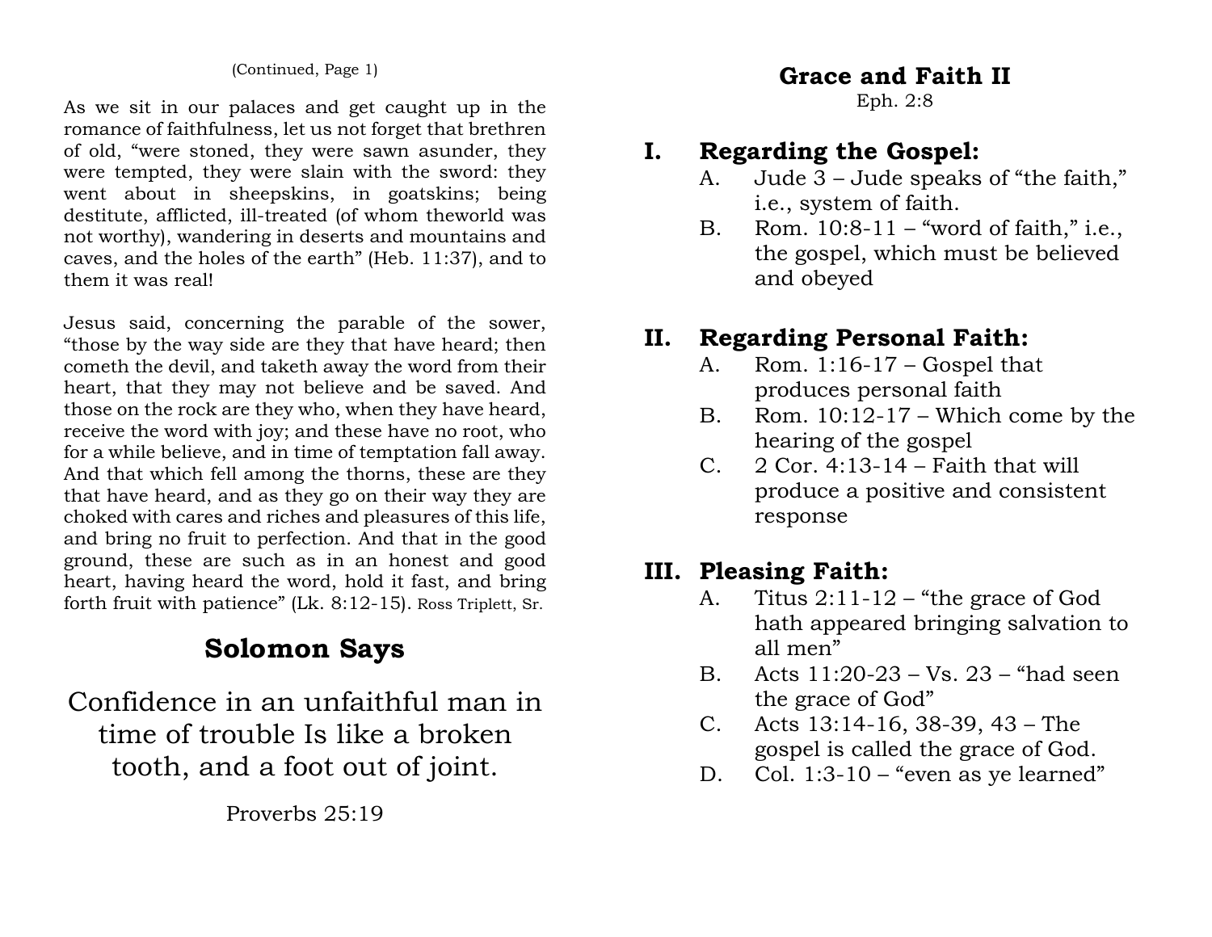(Continued, Page 1)

As we sit in our palaces and get caught up in the romance of faithfulness, let us not forget that brethren of old, "were stoned, they were sawn asunder, they were tempted, they were slain with the sword: they went about in sheepskins, in goatskins; being destitute, afflicted, ill-treated (of whom theworld was not worthy), wandering in deserts and mountains and caves, and the holes of the earth" (Heb. 11:37), and to them it was real!

Jesus said, concerning the parable of the sower, "those by the way side are they that have heard; then cometh the devil, and taketh away the word from their heart, that they may not believe and be saved. And those on the rock are they who, when they have heard, receive the word with joy; and these have no root, who for a while believe, and in time of temptation fall away. And that which fell among the thorns, these are they that have heard, and as they go on their way they are choked with cares and riches and pleasures of this life, and bring no fruit to perfection. And that in the good ground, these are such as in an honest and good heart, having heard the word, hold it fast, and bring forth fruit with patience" (Lk. 8:12-15). Ross Triplett, Sr.

## Solomon Says

Confidence in an unfaithful man in time of trouble Is like a broken tooth, and a foot out of joint.

Proverbs 25:19

## Grace and Faith II

Eph. 2:8

### I. Regarding the Gospel:

A. Jude 3 – Jude speaks of "the faith," i.e., system of faith.

B. Rom. 10:8-11 – "word of faith," i.e., the gospel, which must be believed and obeyed

### II. Regarding Personal Faith:

A. Rom. 1:16-17 – Gospel that produces personal faith

B. Rom. 10:12-17 – Which come by the hearing of the gospel

C. 2 Cor. 4:13-14 – Faith that will produce a positive and consistent response

### III. Pleasing Faith:

A. Titus 2:11-12 – "the grace of God hath appeared bringing salvation to all men"

B. Acts 11:20-23 – Vs. 23 – "had seen the grace of God"

C. Acts 13:14-16, 38-39, 43 – The gospel is called the grace of God.

D. Col. 1:3-10 – "even as ye learned"